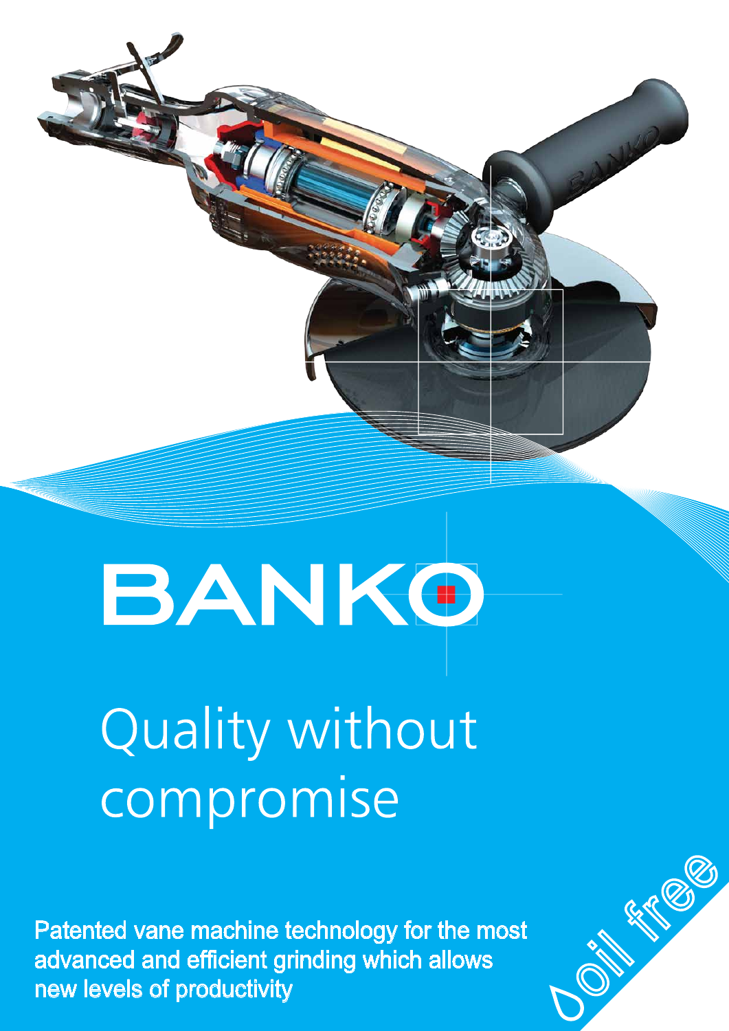# BANKO

## Quality without compromise

Patented vane machine technology for the most advanced and efficient grinding which allows new levels of productivity

oil free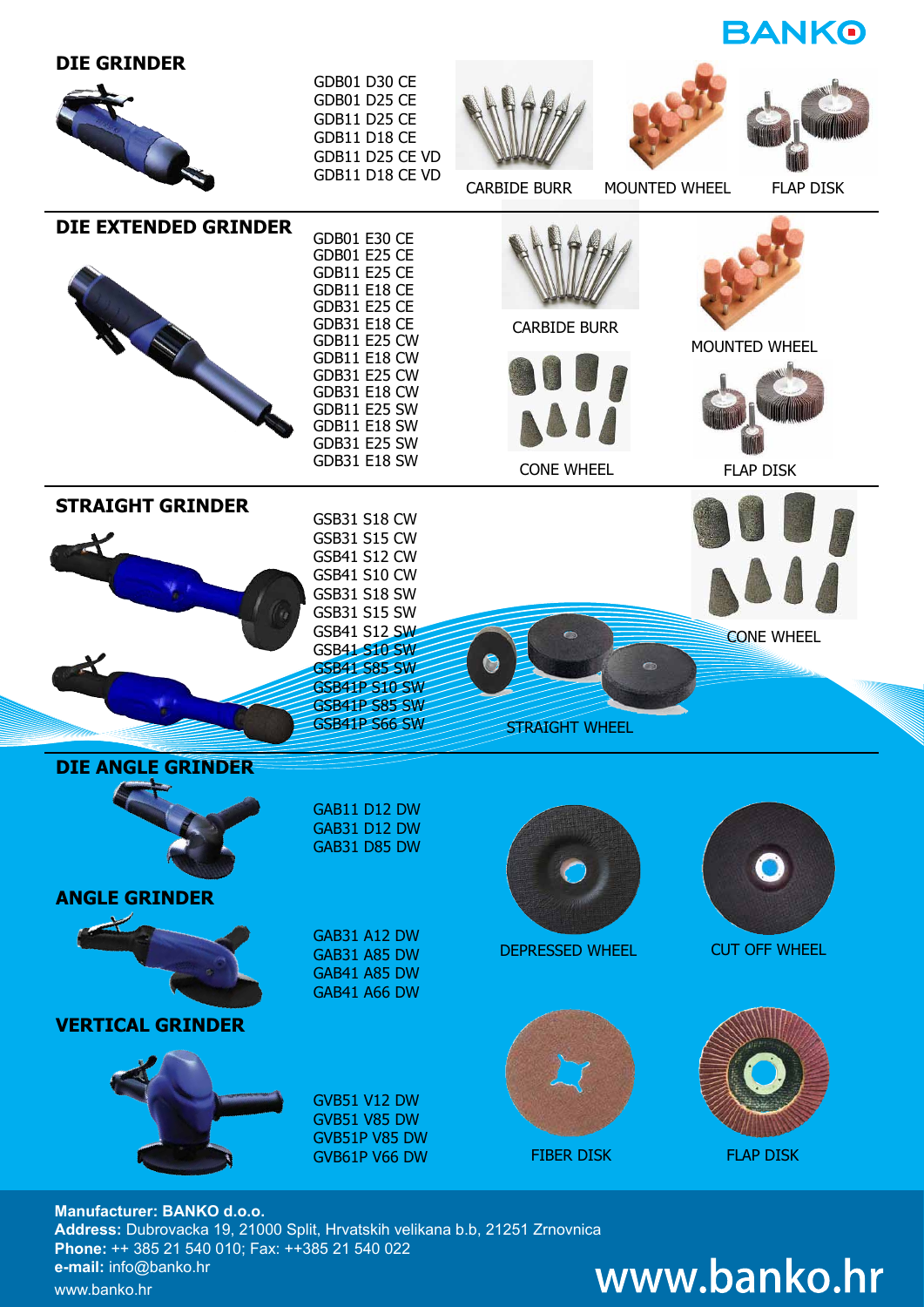BANKO

## DIE GRINDER

GDB01 D30 CE
GDB01 D25 CE
GDB11 D25 CE
GDB11 D18 CE
GDB11 D25 CE VD
GDB11 D18 CE VD

CARBIDE BURR

MOUNTED WHEEL

FLAP DISK

## DIE EXTENDED GRINDER

GDB01 E30 CE
GDB01 E25 CE
GDB11 E25 CE
GDB11 E18 CE
GDB31 E25 CE
GDB31 E18 CE
GDB11 E25 CW
GDB11 E18 CW
GDB31 E25 CW
GDB31 E18 CW
GDB11 E25 SW
GDB11 E18 SW
GDB31 E25 SW
GDB31 E18 SW

CARBIDE BURR

MOUNTED WHEEL

CONE WHEEL

FLAP DISK

## STRAIGHT GRINDER

GSB31 S18 CW
GSB31 S15 CW
GSB41 S12 CW
GSB41 S10 CW
GSB31 S18 SW
GSB31 S15 SW
GSB41 S12 SW
GSB41 S10 SW
GSB41 S85 SW
GSB41P S10 SW
GSB41P S85 SW
GSB41P S66 SW

CONE WHEEL

STRAIGHT WHEEL

## DIE ANGLE GRINDER

GAB11 D12 DW
GAB31 D12 DW
GAB31 D85 DW

## ANGLE GRINDER

GAB31 A12 DW
GAB31 A85 DW
GAB41 A85 DW
GAB41 A66 DW

DEPRESSED WHEEL

CUT OFF WHEEL

## VERTICAL GRINDER

GVB51 V12 DW
GVB51 V85 DW
GVB51P V85 DW
GVB61P V66 DW

FIBER DISK

FLAP DISK

**Manufacturer: BANKO d.o.o.**
**Address:** Dubrovacka 19, 21000 Split, Hrvatskih velikana b.b, 21251 Zrnovnica
**Phone:** ++ 385 21 540 010; Fax: ++385 21 540 022
**e-mail:** info@banko.hr
www.banko.hr

www.banko.hr